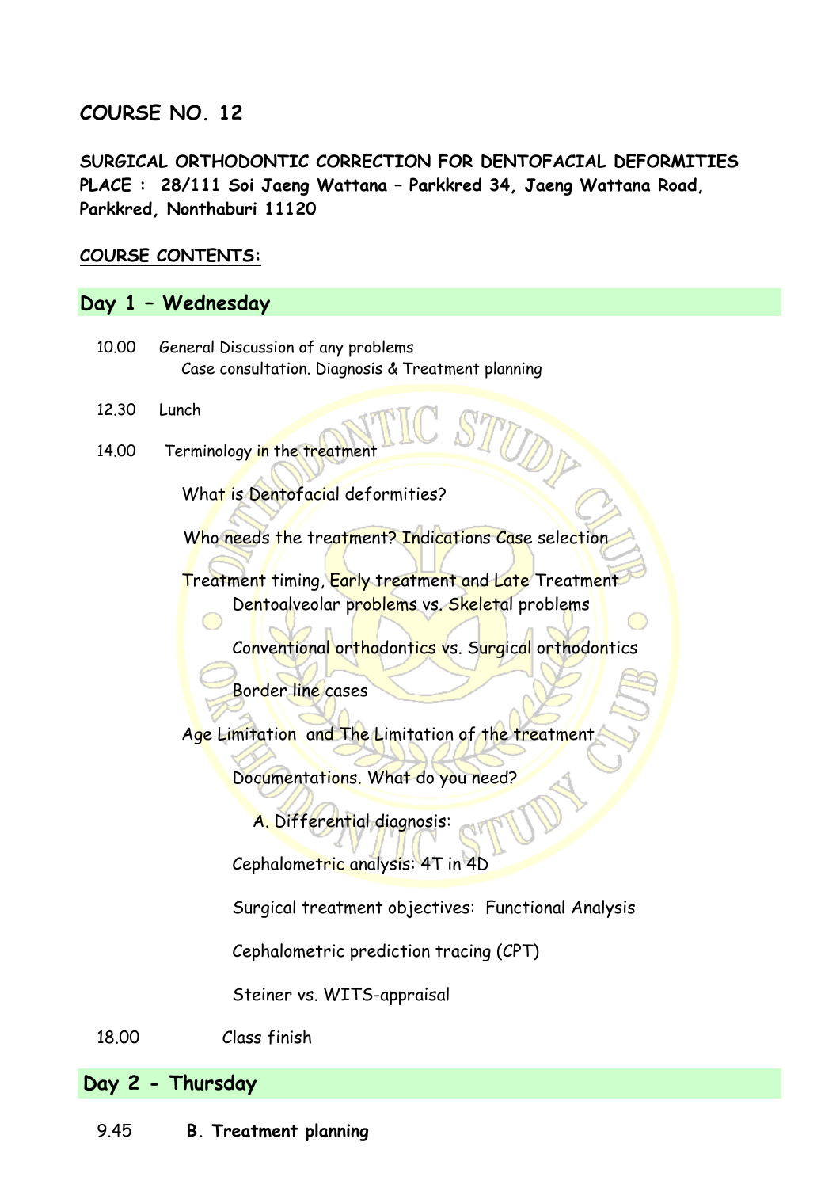# COURSE NO. 12

**SURGICAL ORTHODONTIC CORRECTION FOR DENTOFACIAL DEFORMITIES**
**PLACE : 28/111 Soi Jaeng Wattana – Parkkred 34, Jaeng Wattana Road, Parkkred, Nonthaburi 11120**

**COURSE CONTENTS:**

## Day 1 – Wednesday

10.00 General Discussion of any problems
Case consultation. Diagnosis & Treatment planning

12.30 Lunch

14.00 Terminology in the treatment

What is Dentofacial deformities?

Who needs the treatment? Indications Case selection

Treatment timing, Early treatment and Late Treatment
Dentoalveolar problems vs. Skeletal problems

Conventional orthodontics vs. Surgical orthodontics

Border line cases

Age Limitation and The Limitation of the treatment

Documentations. What do you need?

A. Differential diagnosis:

Cephalometric analysis: 4T in 4D

Surgical treatment objectives: Functional Analysis

Cephalometric prediction tracing (CPT)

Steiner vs. WITS-appraisal

18.00 Class finish

## Day 2 - Thursday

9.45 **B. Treatment planning**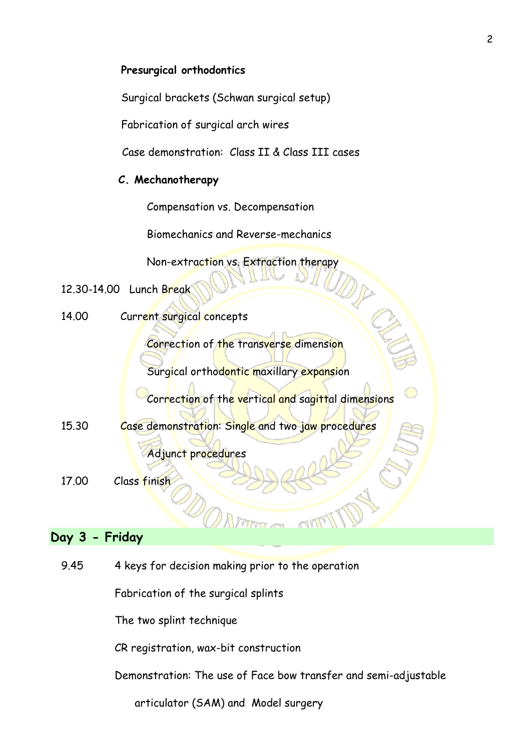**Presurgical orthodontics**

Surgical brackets (Schwan surgical setup)

Fabrication of surgical arch wires

Case demonstration: Class II & Class III cases

**C. Mechanotherapy**

Compensation vs. Decompensation

Biomechanics and Reverse-mechanics

Non-extraction vs. Extraction therapy

12.30-14.00 Lunch Break

14.00 Current surgical concepts

Correction of the transverse dimension

Surgical orthodontic maxillary expansion

Correction of the vertical and sagittal dimensions

15.30 Case demonstration: Single and two jaw procedures

Adjunct procedures

17.00 Class finish

## Day 3 - Friday

9.45 4 keys for decision making prior to the operation

Fabrication of the surgical splints

The two splint technique

CR registration, wax-bit construction

Demonstration: The use of Face bow transfer and semi-adjustable articulator (SAM) and Model surgery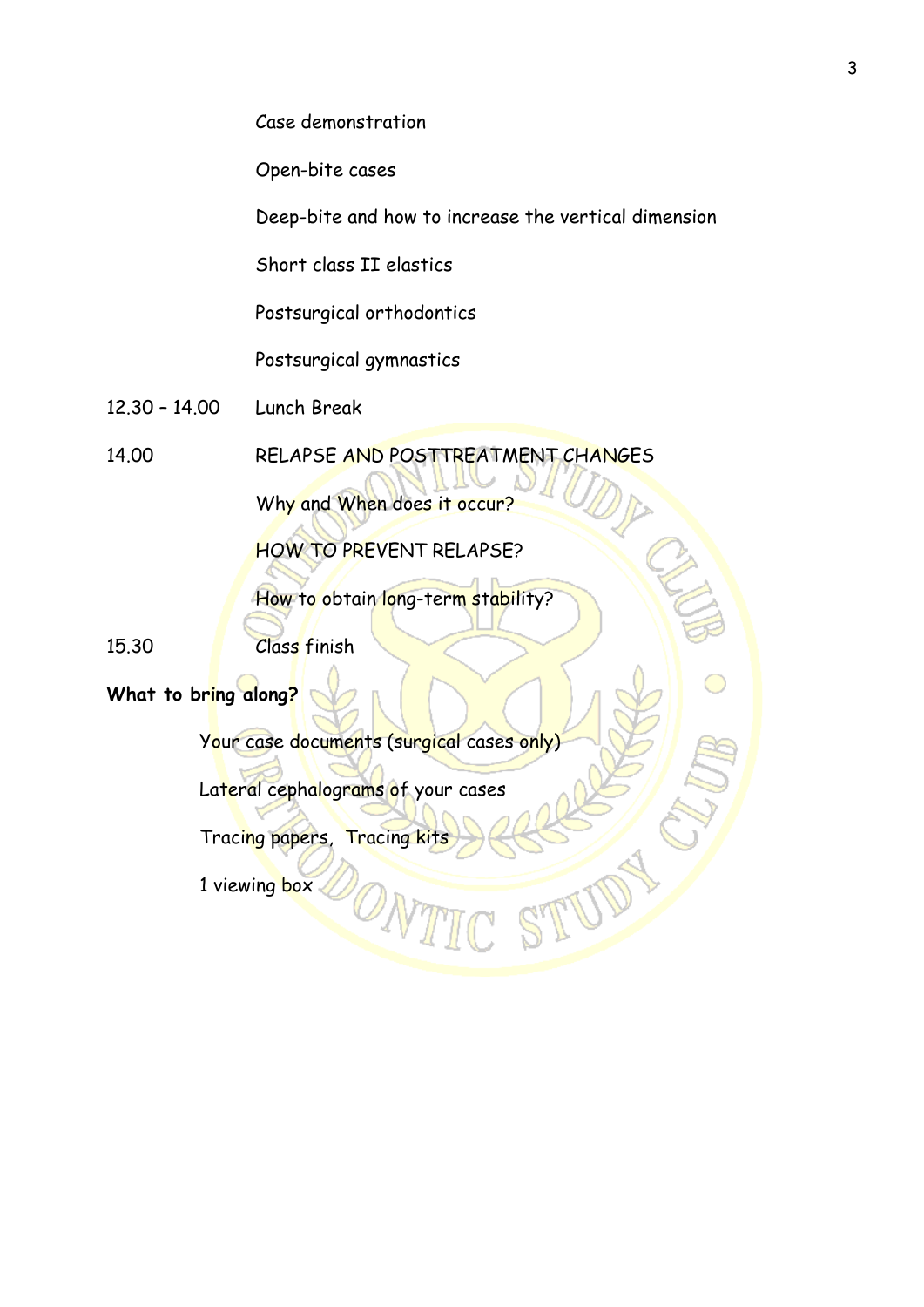Case demonstration

Open-bite cases

Deep-bite and how to increase the vertical dimension

Short class II elastics

Postsurgical orthodontics

Postsurgical gymnastics

12.30 – 14.00 Lunch Break

14.00 RELAPSE AND POSTTREATMENT CHANGES

Why and When does it occur?

HOW TO PREVENT RELAPSE?

How to obtain long-term stability?

15.30 Class finish

**What to bring along?**

Your case documents (surgical cases only)

Lateral cephalograms of your cases

Tracing papers, Tracing kits

1 viewing box